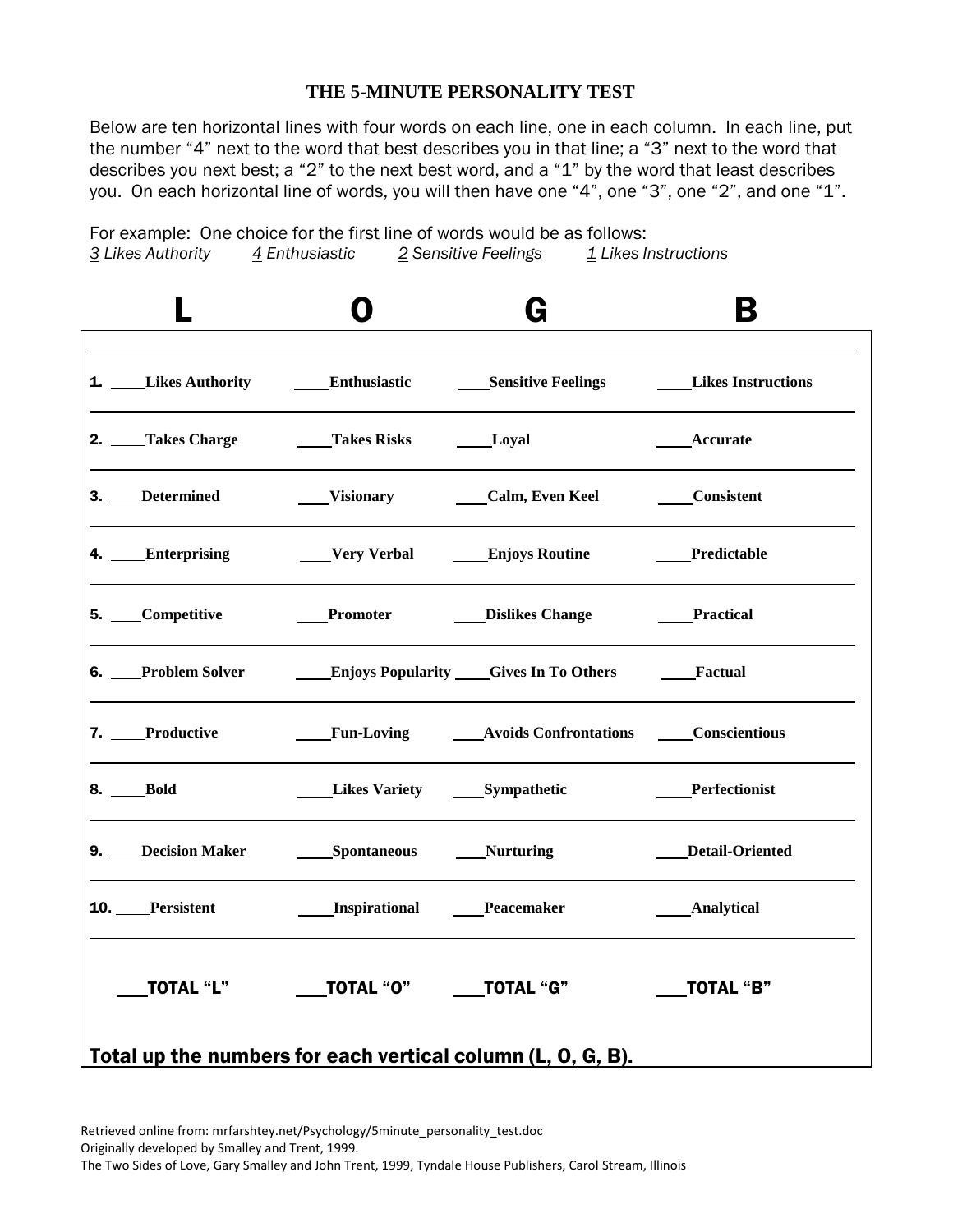# THE 5-MINUTE PERSONALITY TEST

Below are ten horizontal lines with four words on each line, one in each column. In each line, put the number "4" next to the word that best describes you in that line; a "3" next to the word that describes you next best; a "2" to the next best word, and a "1" by the word that least describes you. On each horizontal line of words, you will then have one "4", one "3", one "2", and one "1".

For example: One choice for the first line of words would be as follows:
*3 Likes Authority* *4 Enthusiastic* *2 Sensitive Feelings* *1 Likes Instructions*

| L | O | G | B |
|---|---|---|---|
| **1.** ____**Likes Authority** | ____**Enthusiastic** | ____**Sensitive Feelings** | ____**Likes Instructions** |
| **2.** ____**Takes Charge** | ____**Takes Risks** | ____**Loyal** | ____**Accurate** |
| **3.** ____**Determined** | ____**Visionary** | ____**Calm, Even Keel** | ____**Consistent** |
| **4.** ____**Enterprising** | ____**Very Verbal** | ____**Enjoys Routine** | ____**Predictable** |
| **5.** ____**Competitive** | ____**Promoter** | ____**Dislikes Change** | ____**Practical** |
| **6.** ____**Problem Solver** | ____**Enjoys Popularity** | ____**Gives In To Others** | ____**Factual** |
| **7.** ____**Productive** | ____**Fun-Loving** | ____**Avoids Confrontations** | ____**Conscientious** |
| **8.** ____**Bold** | ____**Likes Variety** | ____**Sympathetic** | ____**Perfectionist** |
| **9.** ____**Decision Maker** | ____**Spontaneous** | ____**Nurturing** | ____**Detail-Oriented** |
| **10.** ____**Persistent** | ____**Inspirational** | ____**Peacemaker** | ____**Analytical** |
| ___**TOTAL "L"** | ___**TOTAL "O"** | ___**TOTAL "G"** | ___**TOTAL "B"** |

**Total up the numbers for each vertical column (L, O, G, B).**

Retrieved online from: mrfarshtey.net/Psychology/5minute_personality_test.doc
Originally developed by Smalley and Trent, 1999.
The Two Sides of Love, Gary Smalley and John Trent, 1999, Tyndale House Publishers, Carol Stream, Illinois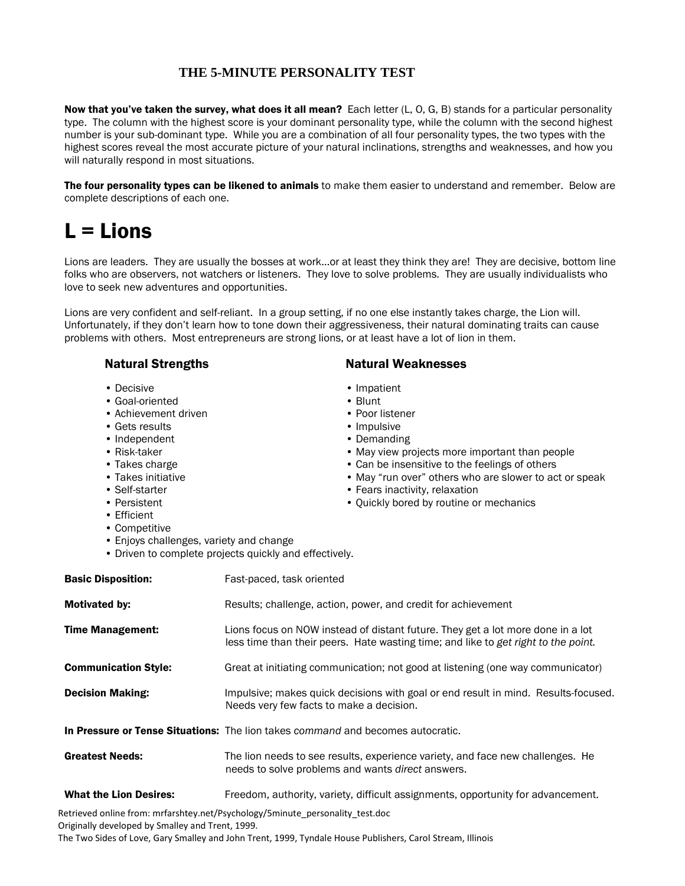## THE 5-MINUTE PERSONALITY TEST

**Now that you've taken the survey, what does it all mean?** Each letter (L, O, G, B) stands for a particular personality type. The column with the highest score is your dominant personality type, while the column with the second highest number is your sub-dominant type. While you are a combination of all four personality types, the two types with the highest scores reveal the most accurate picture of your natural inclinations, strengths and weaknesses, and how you will naturally respond in most situations.

**The four personality types can be likened to animals** to make them easier to understand and remember. Below are complete descriptions of each one.

# L = Lions

Lions are leaders. They are usually the bosses at work…or at least they think they are! They are decisive, bottom line folks who are observers, not watchers or listeners. They love to solve problems. They are usually individualists who love to seek new adventures and opportunities.

Lions are very confident and self-reliant. In a group setting, if no one else instantly takes charge, the Lion will. Unfortunately, if they don't learn how to tone down their aggressiveness, their natural dominating traits can cause problems with others. Most entrepreneurs are strong lions, or at least have a lot of lion in them.

### Natural Strengths

- Decisive
- Goal-oriented
- Achievement driven
- Gets results
- Independent
- Risk-taker
- Takes charge
- Takes initiative
- Self-starter
- Persistent
- Efficient
- Competitive
- Enjoys challenges, variety and change
- Driven to complete projects quickly and effectively.

### Natural Weaknesses

- Impatient
- Blunt
- Poor listener
- Impulsive
- Demanding
- May view projects more important than people
- Can be insensitive to the feelings of others
- May "run over" others who are slower to act or speak
- Fears inactivity, relaxation
- Quickly bored by routine or mechanics

**Basic Disposition:** Fast-paced, task oriented

**Motivated by:** Results; challenge, action, power, and credit for achievement

**Time Management:** Lions focus on NOW instead of distant future. They get a lot more done in a lot less time than their peers. Hate wasting time; and like to *get right to the point.*

**Communication Style:** Great at initiating communication; not good at listening (one way communicator)

**Decision Making:** Impulsive; makes quick decisions with goal or end result in mind. Results-focused. Needs very few facts to make a decision.

**In Pressure or Tense Situations:** The lion takes *command* and becomes autocratic.

**Greatest Needs:** The lion needs to see results, experience variety, and face new challenges. He needs to solve problems and wants *direct* answers.

**What the Lion Desires:** Freedom, authority, variety, difficult assignments, opportunity for advancement.

Retrieved online from: mrfarshtey.net/Psychology/5minute_personality_test.doc
Originally developed by Smalley and Trent, 1999.
The Two Sides of Love, Gary Smalley and John Trent, 1999, Tyndale House Publishers, Carol Stream, Illinois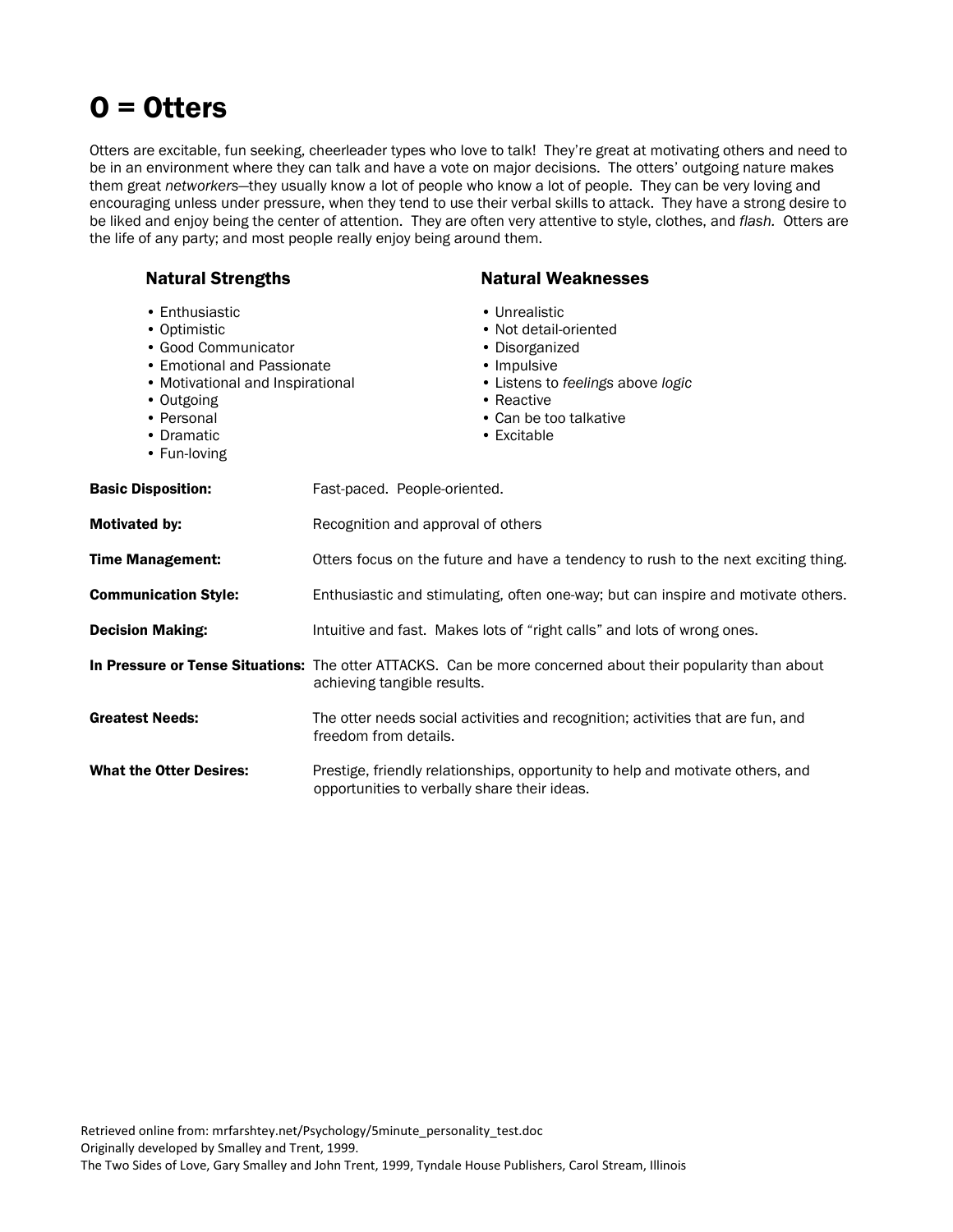# O = Otters

Otters are excitable, fun seeking, cheerleader types who love to talk! They're great at motivating others and need to be in an environment where they can talk and have a vote on major decisions. The otters' outgoing nature makes them great *networkers*—they usually know a lot of people who know a lot of people. They can be very loving and encouraging unless under pressure, when they tend to use their verbal skills to attack. They have a strong desire to be liked and enjoy being the center of attention. They are often very attentive to style, clothes, and *flash.* Otters are the life of any party; and most people really enjoy being around them.

### Natural Strengths

- Enthusiastic
- Optimistic
- Good Communicator
- Emotional and Passionate
- Motivational and Inspirational
- Outgoing
- Personal
- Dramatic
- Fun-loving

### Natural Weaknesses

- Unrealistic
- Not detail-oriented
- Disorganized
- Impulsive
- Listens to *feelings* above *logic*
- Reactive
- Can be too talkative
- Excitable

**Basic Disposition:** Fast-paced. People-oriented.

**Motivated by:** Recognition and approval of others

**Time Management:** Otters focus on the future and have a tendency to rush to the next exciting thing.

**Communication Style:** Enthusiastic and stimulating, often one-way; but can inspire and motivate others.

**Decision Making:** Intuitive and fast. Makes lots of "right calls" and lots of wrong ones.

**In Pressure or Tense Situations:** The otter ATTACKS. Can be more concerned about their popularity than about achieving tangible results.

**Greatest Needs:** The otter needs social activities and recognition; activities that are fun, and freedom from details.

**What the Otter Desires:** Prestige, friendly relationships, opportunity to help and motivate others, and opportunities to verbally share their ideas.

Retrieved online from: mrfarshtey.net/Psychology/5minute_personality_test.doc
Originally developed by Smalley and Trent, 1999.
The Two Sides of Love, Gary Smalley and John Trent, 1999, Tyndale House Publishers, Carol Stream, Illinois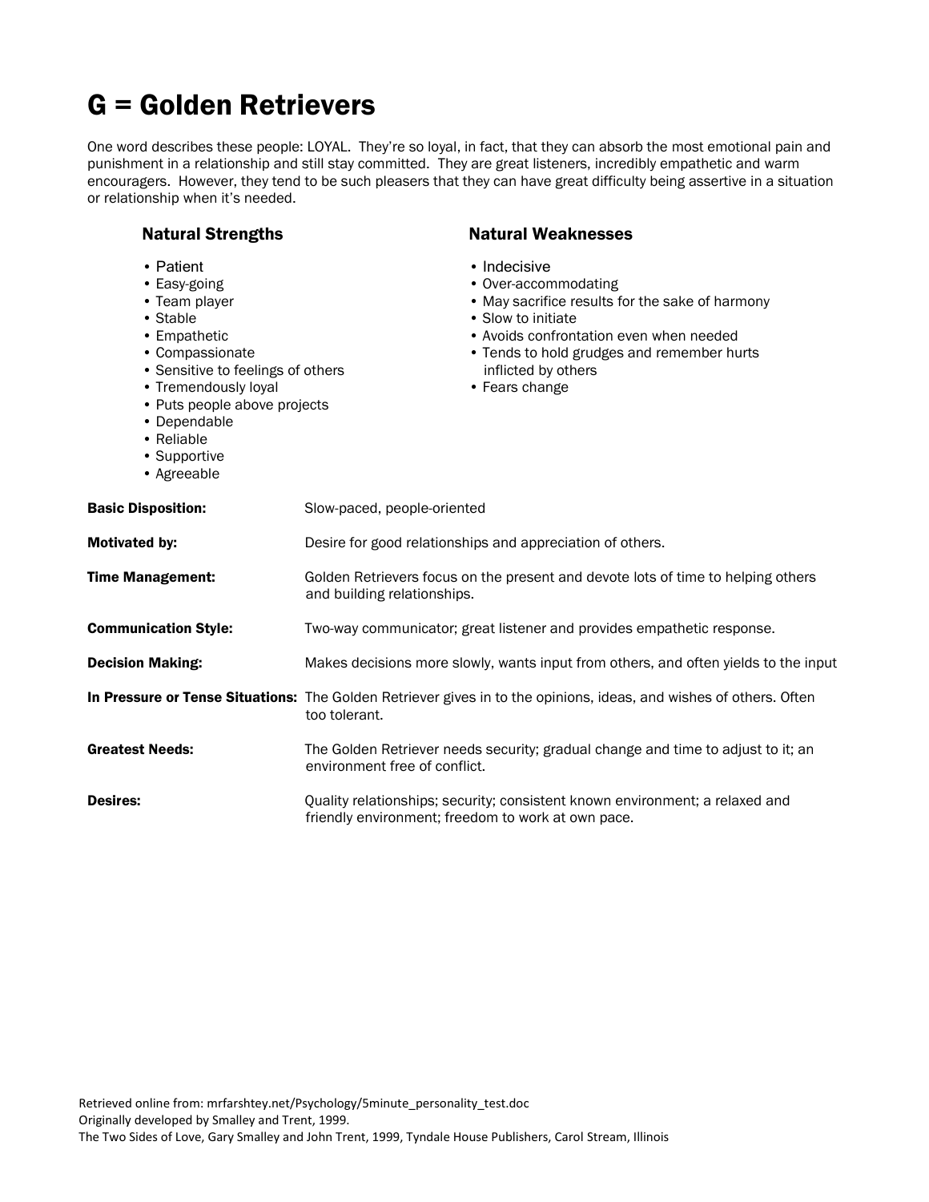# G = Golden Retrievers

One word describes these people: LOYAL. They're so loyal, in fact, that they can absorb the most emotional pain and punishment in a relationship and still stay committed. They are great listeners, incredibly empathetic and warm encouragers. However, they tend to be such pleasers that they can have great difficulty being assertive in a situation or relationship when it's needed.

### Natural Strengths

- Patient
- Easy-going
- Team player
- Stable
- Empathetic
- Compassionate
- Sensitive to feelings of others
- Tremendously loyal
- Puts people above projects
- Dependable
- Reliable
- Supportive
- Agreeable

### Natural Weaknesses

- Indecisive
- Over-accommodating
- May sacrifice results for the sake of harmony
- Slow to initiate
- Avoids confrontation even when needed
- Tends to hold grudges and remember hurts inflicted by others
- Fears change

**Basic Disposition:** Slow-paced, people-oriented

**Motivated by:** Desire for good relationships and appreciation of others.

**Time Management:** Golden Retrievers focus on the present and devote lots of time to helping others and building relationships.

**Communication Style:** Two-way communicator; great listener and provides empathetic response.

**Decision Making:** Makes decisions more slowly, wants input from others, and often yields to the input

**In Pressure or Tense Situations:** The Golden Retriever gives in to the opinions, ideas, and wishes of others. Often too tolerant.

**Greatest Needs:** The Golden Retriever needs security; gradual change and time to adjust to it; an environment free of conflict.

**Desires:** Quality relationships; security; consistent known environment; a relaxed and friendly environment; freedom to work at own pace.

Retrieved online from: mrfarshtey.net/Psychology/5minute_personality_test.doc
Originally developed by Smalley and Trent, 1999.
The Two Sides of Love, Gary Smalley and John Trent, 1999, Tyndale House Publishers, Carol Stream, Illinois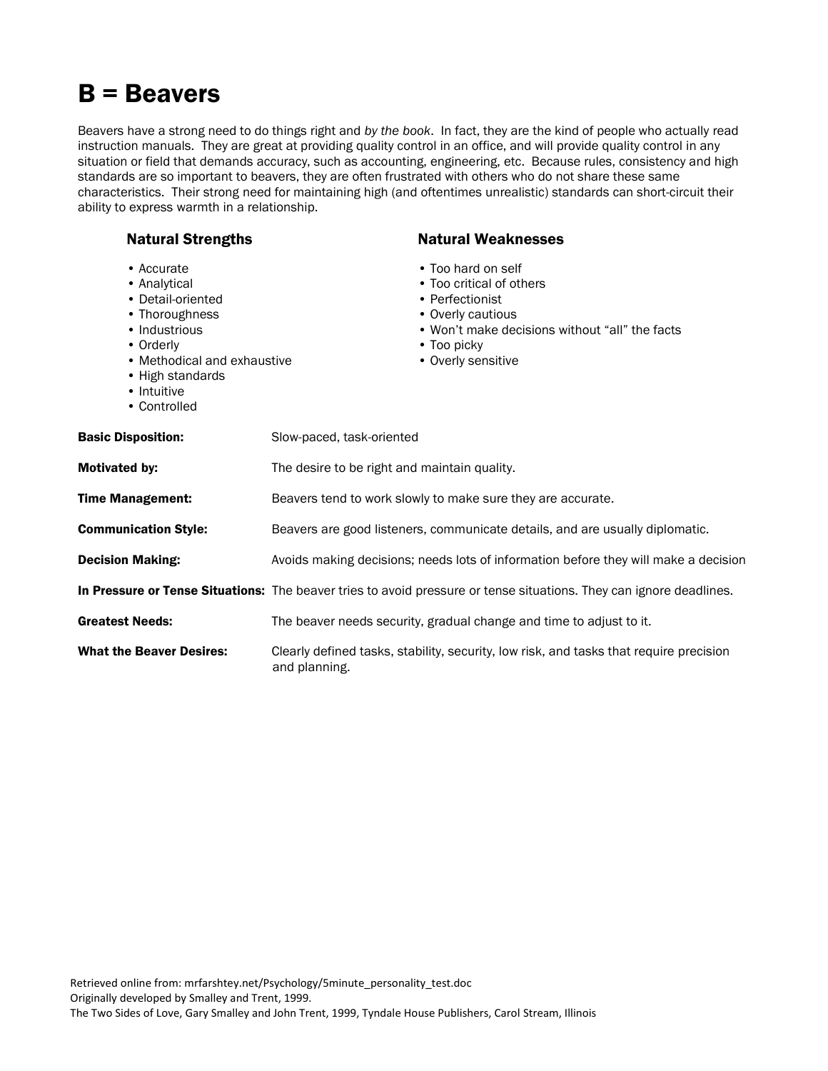# B = Beavers

Beavers have a strong need to do things right and *by the book*. In fact, they are the kind of people who actually read instruction manuals. They are great at providing quality control in an office, and will provide quality control in any situation or field that demands accuracy, such as accounting, engineering, etc. Because rules, consistency and high standards are so important to beavers, they are often frustrated with others who do not share these same characteristics. Their strong need for maintaining high (and oftentimes unrealistic) standards can short-circuit their ability to express warmth in a relationship.

### Natural Strengths

- Accurate
- Analytical
- Detail-oriented
- Thoroughness
- Industrious
- Orderly
- Methodical and exhaustive
- High standards
- Intuitive
- Controlled

### Natural Weaknesses

- Too hard on self
- Too critical of others
- Perfectionist
- Overly cautious
- Won't make decisions without "all" the facts
- Too picky
- Overly sensitive

| | |
|---|---|
| **Basic Disposition:** | Slow-paced, task-oriented |
| **Motivated by:** | The desire to be right and maintain quality. |
| **Time Management:** | Beavers tend to work slowly to make sure they are accurate. |
| **Communication Style:** | Beavers are good listeners, communicate details, and are usually diplomatic. |
| **Decision Making:** | Avoids making decisions; needs lots of information before they will make a decision |
| **In Pressure or Tense Situations:** | The beaver tries to avoid pressure or tense situations. They can ignore deadlines. |
| **Greatest Needs:** | The beaver needs security, gradual change and time to adjust to it. |
| **What the Beaver Desires:** | Clearly defined tasks, stability, security, low risk, and tasks that require precision and planning. |

Retrieved online from: mrfarshtey.net/Psychology/5minute_personality_test.doc
Originally developed by Smalley and Trent, 1999.
The Two Sides of Love, Gary Smalley and John Trent, 1999, Tyndale House Publishers, Carol Stream, Illinois